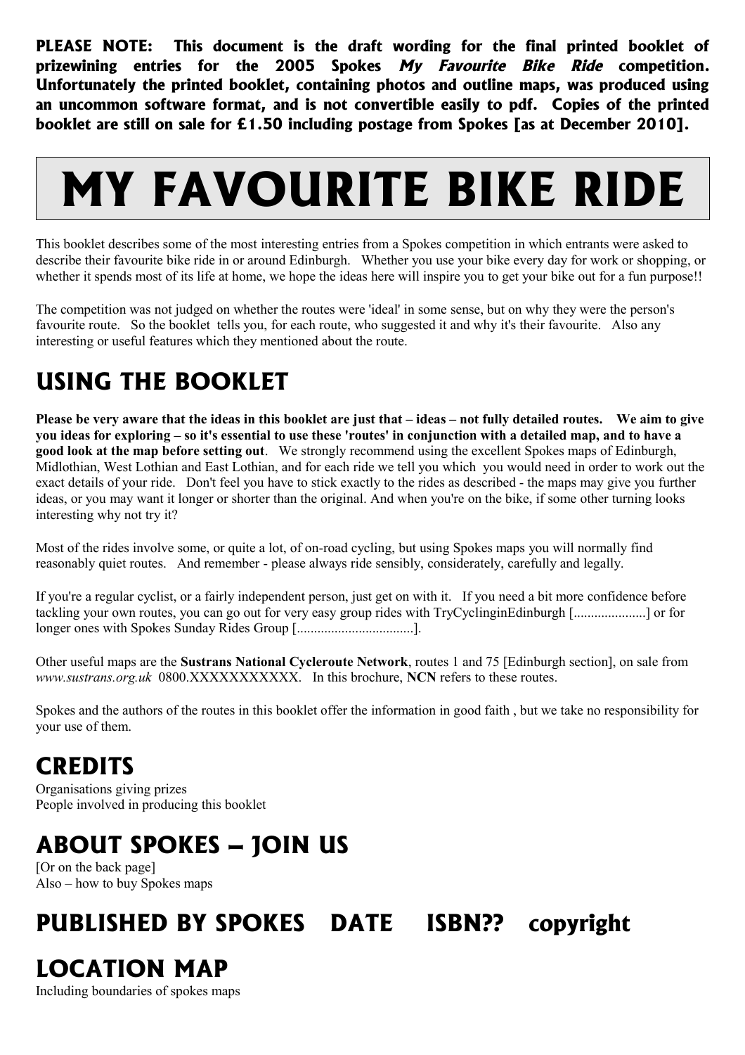**PLEASE NOTE: This document is the draft wording for the final printed booklet of prizewining entries for the 2005 Spokes *My Favourite Bike Ride* competition. Unfortunately the printed booklet, containing photos and outline maps, was produced using an uncommon software format, and is not convertible easily to pdf. Copies of the printed booklet are still on sale for £1.50 including postage from Spokes [as at December 2010].**

# MY FAVOURITE BIKE RIDE

This booklet describes some of the most interesting entries from a Spokes competition in which entrants were asked to describe their favourite bike ride in or around Edinburgh. Whether you use your bike every day for work or shopping, or whether it spends most of its life at home, we hope the ideas here will inspire you to get your bike out for a fun purpose!!

The competition was not judged on whether the routes were 'ideal' in some sense, but on why they were the person's favourite route. So the booklet tells you, for each route, who suggested it and why it's their favourite. Also any interesting or useful features which they mentioned about the route.

## USING THE BOOKLET

**Please be very aware that the ideas in this booklet are just that – ideas – not fully detailed routes. We aim to give you ideas for exploring – so it's essential to use these 'routes' in conjunction with a detailed map, and to have a good look at the map before setting out**. We strongly recommend using the excellent Spokes maps of Edinburgh, Midlothian, West Lothian and East Lothian, and for each ride we tell you which you would need in order to work out the exact details of your ride. Don't feel you have to stick exactly to the rides as described - the maps may give you further ideas, or you may want it longer or shorter than the original. And when you're on the bike, if some other turning looks interesting why not try it?

Most of the rides involve some, or quite a lot, of on-road cycling, but using Spokes maps you will normally find reasonably quiet routes. And remember - please always ride sensibly, considerately, carefully and legally.

If you're a regular cyclist, or a fairly independent person, just get on with it. If you need a bit more confidence before tackling your own routes, you can go out for very easy group rides with TryCyclinginEdinburgh [.....................] or for longer ones with Spokes Sunday Rides Group [..................................].

Other useful maps are the **Sustrans National Cycleroute Network**, routes 1 and 75 [Edinburgh section], on sale from *www.sustrans.org.uk* 0800.XXXXXXXXXXX. In this brochure, **NCN** refers to these routes.

Spokes and the authors of the routes in this booklet offer the information in good faith , but we take no responsibility for your use of them.

## CREDITS

Organisations giving prizes
People involved in producing this booklet

## ABOUT SPOKES – JOIN US

[Or on the back page]
Also – how to buy Spokes maps

## PUBLISHED BY SPOKES DATE ISBN?? copyright

## LOCATION MAP

Including boundaries of spokes maps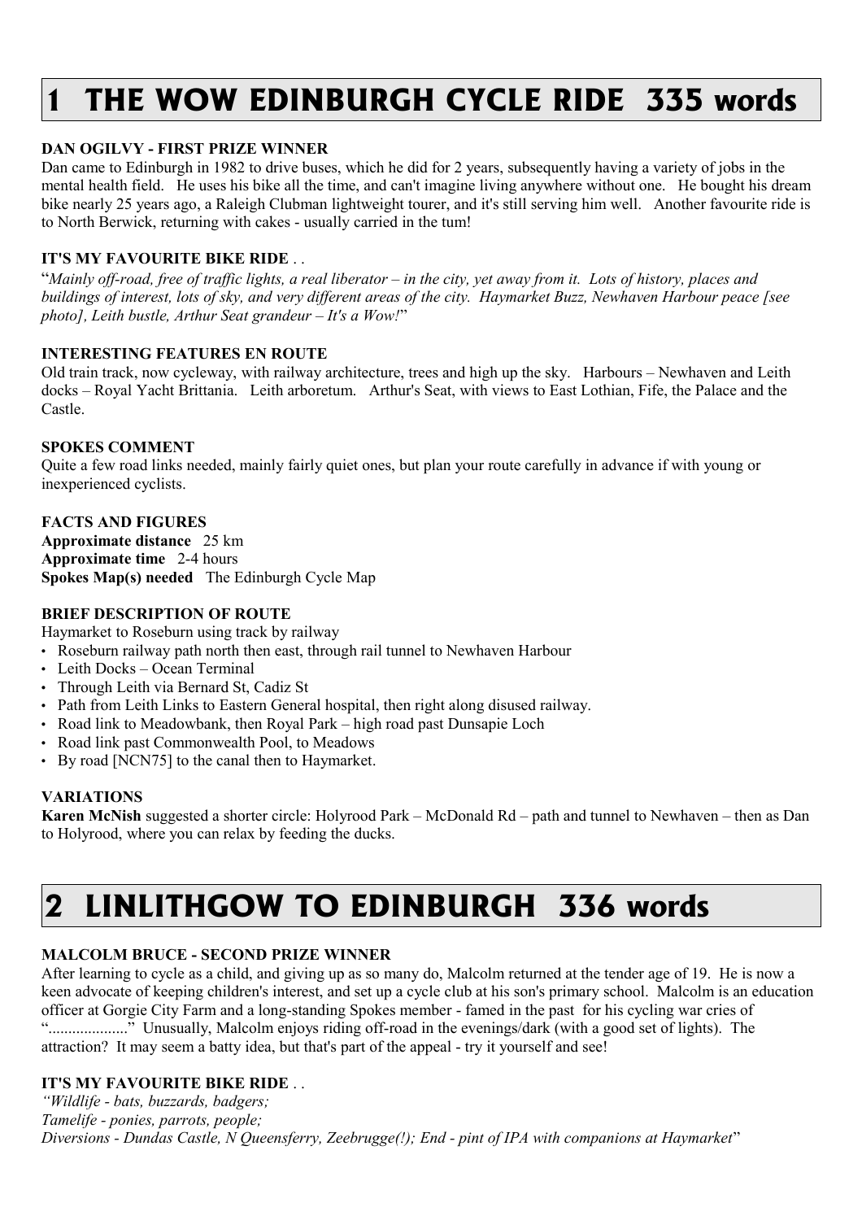# 1 THE WOW EDINBURGH CYCLE RIDE 335 words

**DAN OGILVY - FIRST PRIZE WINNER**

Dan came to Edinburgh in 1982 to drive buses, which he did for 2 years, subsequently having a variety of jobs in the mental health field. He uses his bike all the time, and can't imagine living anywhere without one. He bought his dream bike nearly 25 years ago, a Raleigh Clubman lightweight tourer, and it's still serving him well. Another favourite ride is to North Berwick, returning with cakes - usually carried in the tum!

**IT'S MY FAVOURITE BIKE RIDE** . .

"*Mainly off-road, free of traffic lights, a real liberator – in the city, yet away from it. Lots of history, places and buildings of interest, lots of sky, and very different areas of the city. Haymarket Buzz, Newhaven Harbour peace [see photo], Leith bustle, Arthur Seat grandeur – It's a Wow!*"

**INTERESTING FEATURES EN ROUTE**

Old train track, now cycleway, with railway architecture, trees and high up the sky. Harbours – Newhaven and Leith docks – Royal Yacht Brittania. Leith arboretum. Arthur's Seat, with views to East Lothian, Fife, the Palace and the Castle.

**SPOKES COMMENT**

Quite a few road links needed, mainly fairly quiet ones, but plan your route carefully in advance if with young or inexperienced cyclists.

**FACTS AND FIGURES**

**Approximate distance** 25 km
**Approximate time** 2-4 hours
**Spokes Map(s) needed** The Edinburgh Cycle Map

**BRIEF DESCRIPTION OF ROUTE**

Haymarket to Roseburn using track by railway

- Roseburn railway path north then east, through rail tunnel to Newhaven Harbour
- Leith Docks – Ocean Terminal
- Through Leith via Bernard St, Cadiz St
- Path from Leith Links to Eastern General hospital, then right along disused railway.
- Road link to Meadowbank, then Royal Park – high road past Dunsapie Loch
- Road link past Commonwealth Pool, to Meadows
- By road [NCN75] to the canal then to Haymarket.

**VARIATIONS**

**Karen McNish** suggested a shorter circle: Holyrood Park – McDonald Rd – path and tunnel to Newhaven – then as Dan to Holyrood, where you can relax by feeding the ducks.

# 2 LINLITHGOW TO EDINBURGH 336 words

**MALCOLM BRUCE - SECOND PRIZE WINNER**

After learning to cycle as a child, and giving up as so many do, Malcolm returned at the tender age of 19. He is now a keen advocate of keeping children's interest, and set up a cycle club at his son's primary school. Malcolm is an education officer at Gorgie City Farm and a long-standing Spokes member - famed in the past for his cycling war cries of "...................." Unusually, Malcolm enjoys riding off-road in the evenings/dark (with a good set of lights). The attraction? It may seem a batty idea, but that's part of the appeal - try it yourself and see!

**IT'S MY FAVOURITE BIKE RIDE** . .

*"Wildlife - bats, buzzards, badgers;*
*Tamelife - ponies, parrots, people;*
*Diversions - Dundas Castle, N Queensferry, Zeebrugge(!); End - pint of IPA with companions at Haymarket*"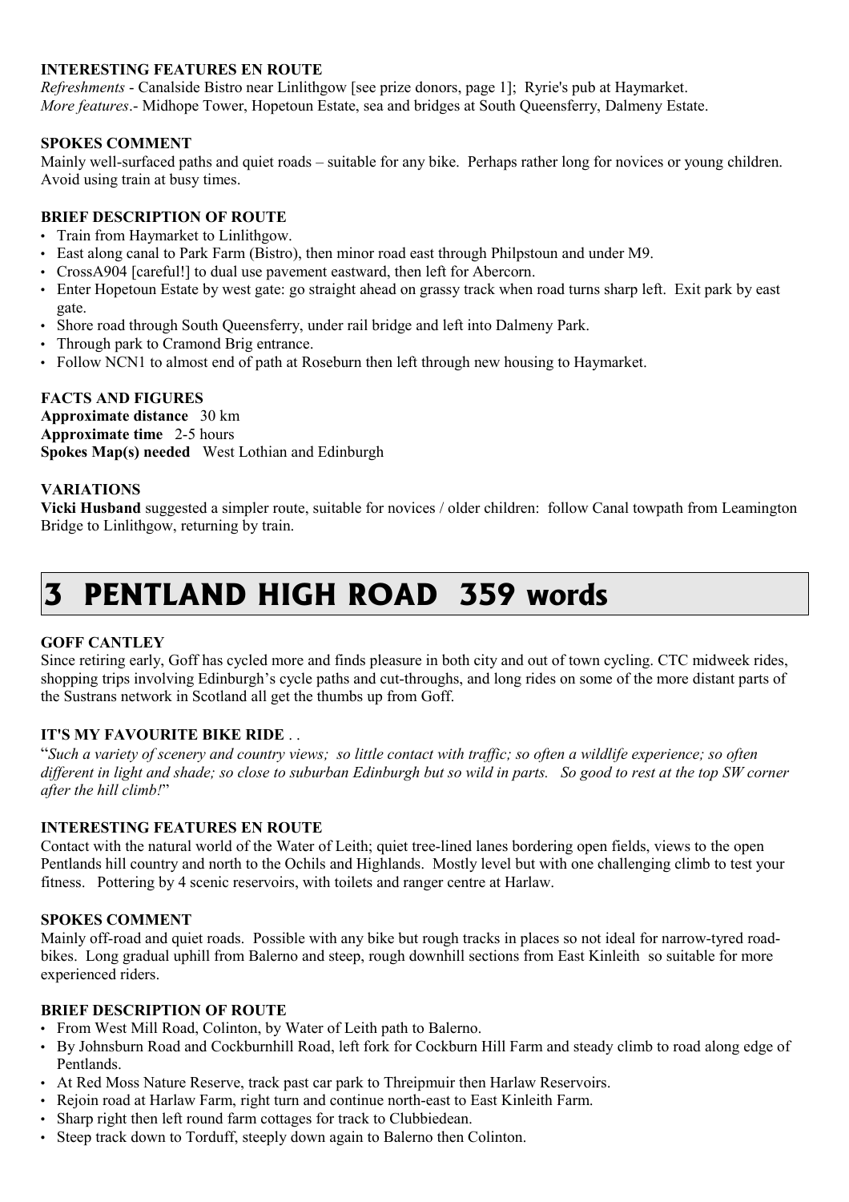#### INTERESTING FEATURES EN ROUTE

*Refreshments* - Canalside Bistro near Linlithgow [see prize donors, page 1]; Ryrie's pub at Haymarket.
*More features*.- Midhope Tower, Hopetoun Estate, sea and bridges at South Queensferry, Dalmeny Estate.

#### SPOKES COMMENT

Mainly well-surfaced paths and quiet roads – suitable for any bike. Perhaps rather long for novices or young children. Avoid using train at busy times.

#### BRIEF DESCRIPTION OF ROUTE

- Train from Haymarket to Linlithgow.
- East along canal to Park Farm (Bistro), then minor road east through Philpstoun and under M9.
- CrossA904 [careful!] to dual use pavement eastward, then left for Abercorn.
- Enter Hopetoun Estate by west gate: go straight ahead on grassy track when road turns sharp left. Exit park by east gate.
- Shore road through South Queensferry, under rail bridge and left into Dalmeny Park.
- Through park to Cramond Brig entrance.
- Follow NCN1 to almost end of path at Roseburn then left through new housing to Haymarket.

#### FACTS AND FIGURES

**Approximate distance** 30 km
**Approximate time** 2-5 hours
**Spokes Map(s) needed** West Lothian and Edinburgh

#### VARIATIONS

**Vicki Husband** suggested a simpler route, suitable for novices / older children: follow Canal towpath from Leamington Bridge to Linlithgow, returning by train.

# 3 PENTLAND HIGH ROAD 359 words

#### GOFF CANTLEY

Since retiring early, Goff has cycled more and finds pleasure in both city and out of town cycling. CTC midweek rides, shopping trips involving Edinburgh's cycle paths and cut-throughs, and long rides on some of the more distant parts of the Sustrans network in Scotland all get the thumbs up from Goff.

#### IT'S MY FAVOURITE BIKE RIDE . .

"*Such a variety of scenery and country views; so little contact with traffic; so often a wildlife experience; so often different in light and shade; so close to suburban Edinburgh but so wild in parts. So good to rest at the top SW corner after the hill climb!*"

#### INTERESTING FEATURES EN ROUTE

Contact with the natural world of the Water of Leith; quiet tree-lined lanes bordering open fields, views to the open Pentlands hill country and north to the Ochils and Highlands. Mostly level but with one challenging climb to test your fitness. Pottering by 4 scenic reservoirs, with toilets and ranger centre at Harlaw.

#### SPOKES COMMENT

Mainly off-road and quiet roads. Possible with any bike but rough tracks in places so not ideal for narrow-tyred road-bikes. Long gradual uphill from Balerno and steep, rough downhill sections from East Kinleith so suitable for more experienced riders.

#### BRIEF DESCRIPTION OF ROUTE

- From West Mill Road, Colinton, by Water of Leith path to Balerno.
- By Johnsburn Road and Cockburnhill Road, left fork for Cockburn Hill Farm and steady climb to road along edge of Pentlands.
- At Red Moss Nature Reserve, track past car park to Threipmuir then Harlaw Reservoirs.
- Rejoin road at Harlaw Farm, right turn and continue north-east to East Kinleith Farm.
- Sharp right then left round farm cottages for track to Clubbiedean.
- Steep track down to Torduff, steeply down again to Balerno then Colinton.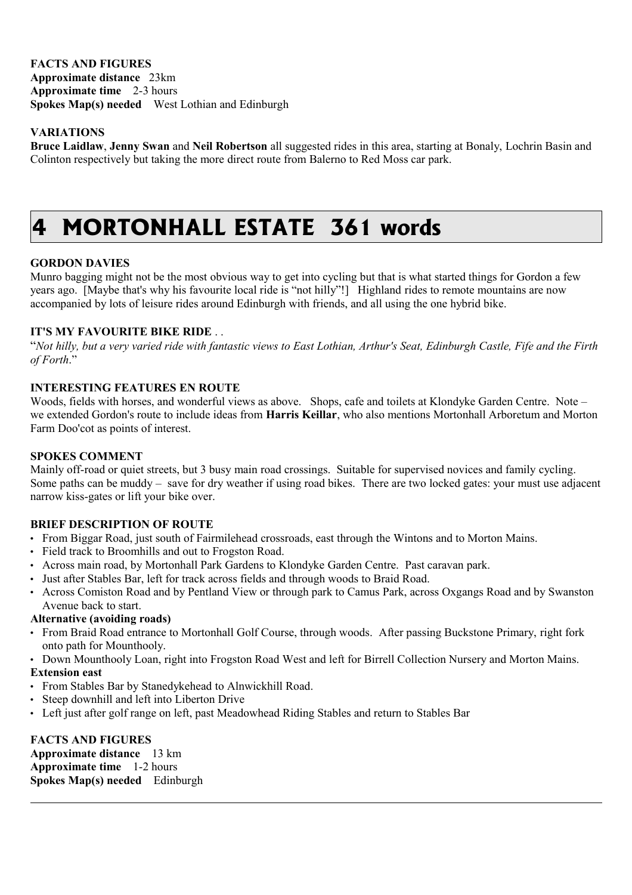**FACTS AND FIGURES**
**Approximate distance** 23km
**Approximate time** 2-3 hours
**Spokes Map(s) needed** West Lothian and Edinburgh

**VARIATIONS**
**Bruce Laidlaw**, **Jenny Swan** and **Neil Robertson** all suggested rides in this area, starting at Bonaly, Lochrin Basin and Colinton respectively but taking the more direct route from Balerno to Red Moss car park.

# 4 MORTONHALL ESTATE 361 words

**GORDON DAVIES**
Munro bagging might not be the most obvious way to get into cycling but that is what started things for Gordon a few years ago. [Maybe that's why his favourite local ride is "not hilly"!] Highland rides to remote mountains are now accompanied by lots of leisure rides around Edinburgh with friends, and all using the one hybrid bike.

**IT'S MY FAVOURITE BIKE RIDE** . .
"*Not hilly, but a very varied ride with fantastic views to East Lothian, Arthur's Seat, Edinburgh Castle, Fife and the Firth of Forth*."

**INTERESTING FEATURES EN ROUTE**
Woods, fields with horses, and wonderful views as above. Shops, cafe and toilets at Klondyke Garden Centre. Note – we extended Gordon's route to include ideas from **Harris Keillar**, who also mentions Mortonhall Arboretum and Morton Farm Doo'cot as points of interest.

**SPOKES COMMENT**
Mainly off-road or quiet streets, but 3 busy main road crossings. Suitable for supervised novices and family cycling. Some paths can be muddy – save for dry weather if using road bikes. There are two locked gates: your must use adjacent narrow kiss-gates or lift your bike over.

**BRIEF DESCRIPTION OF ROUTE**

- From Biggar Road, just south of Fairmilehead crossroads, east through the Wintons and to Morton Mains.
- Field track to Broomhills and out to Frogston Road.
- Across main road, by Mortonhall Park Gardens to Klondyke Garden Centre. Past caravan park.
- Just after Stables Bar, left for track across fields and through woods to Braid Road.
- Across Comiston Road and by Pentland View or through park to Camus Park, across Oxgangs Road and by Swanston Avenue back to start.

**Alternative (avoiding roads)**

- From Braid Road entrance to Mortonhall Golf Course, through woods. After passing Buckstone Primary, right fork onto path for Mounthooly.
- Down Mounthooly Loan, right into Frogston Road West and left for Birrell Collection Nursery and Morton Mains.

**Extension east**

- From Stables Bar by Stanedykehead to Alnwickhill Road.
- Steep downhill and left into Liberton Drive
- Left just after golf range on left, past Meadowhead Riding Stables and return to Stables Bar

**FACTS AND FIGURES**
**Approximate distance** 13 km
**Approximate time** 1-2 hours
**Spokes Map(s) needed** Edinburgh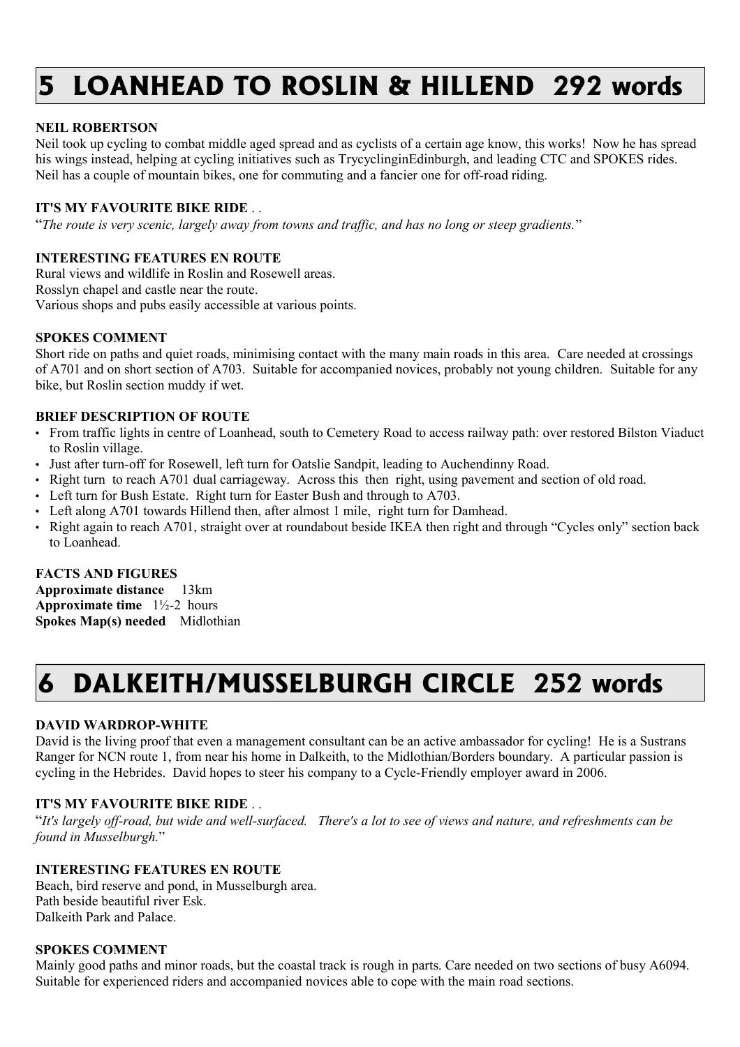# 5 LOANHEAD TO ROSLIN & HILLEND 292 words

**NEIL ROBERTSON**

Neil took up cycling to combat middle aged spread and as cyclists of a certain age know, this works! Now he has spread his wings instead, helping at cycling initiatives such as TrycyclinginEdinburgh, and leading CTC and SPOKES rides. Neil has a couple of mountain bikes, one for commuting and a fancier one for off-road riding.

**IT'S MY FAVOURITE BIKE RIDE . .**

"*The route is very scenic, largely away from towns and traffic, and has no long or steep gradients.*"

**INTERESTING FEATURES EN ROUTE**

Rural views and wildlife in Roslin and Rosewell areas.
Rosslyn chapel and castle near the route.
Various shops and pubs easily accessible at various points.

**SPOKES COMMENT**

Short ride on paths and quiet roads, minimising contact with the many main roads in this area. Care needed at crossings of A701 and on short section of A703. Suitable for accompanied novices, probably not young children. Suitable for any bike, but Roslin section muddy if wet.

**BRIEF DESCRIPTION OF ROUTE**

- From traffic lights in centre of Loanhead, south to Cemetery Road to access railway path: over restored Bilston Viaduct to Roslin village.
- Just after turn-off for Rosewell, left turn for Oatslie Sandpit, leading to Auchendinny Road.
- Right turn to reach A701 dual carriageway. Across this then right, using pavement and section of old road.
- Left turn for Bush Estate. Right turn for Easter Bush and through to A703.
- Left along A701 towards Hillend then, after almost 1 mile, right turn for Damhead.
- Right again to reach A701, straight over at roundabout beside IKEA then right and through "Cycles only" section back to Loanhead.

**FACTS AND FIGURES**

**Approximate distance** 13km
**Approximate time** 1½-2 hours
**Spokes Map(s) needed** Midlothian

# 6 DALKEITH/MUSSELBURGH CIRCLE 252 words

**DAVID WARDROP-WHITE**

David is the living proof that even a management consultant can be an active ambassador for cycling! He is a Sustrans Ranger for NCN route 1, from near his home in Dalkeith, to the Midlothian/Borders boundary. A particular passion is cycling in the Hebrides. David hopes to steer his company to a Cycle-Friendly employer award in 2006.

**IT'S MY FAVOURITE BIKE RIDE . .**

"*It's largely off-road, but wide and well-surfaced. There's a lot to see of views and nature, and refreshments can be found in Musselburgh.*"

**INTERESTING FEATURES EN ROUTE**

Beach, bird reserve and pond, in Musselburgh area.
Path beside beautiful river Esk.
Dalkeith Park and Palace.

**SPOKES COMMENT**

Mainly good paths and minor roads, but the coastal track is rough in parts. Care needed on two sections of busy A6094. Suitable for experienced riders and accompanied novices able to cope with the main road sections.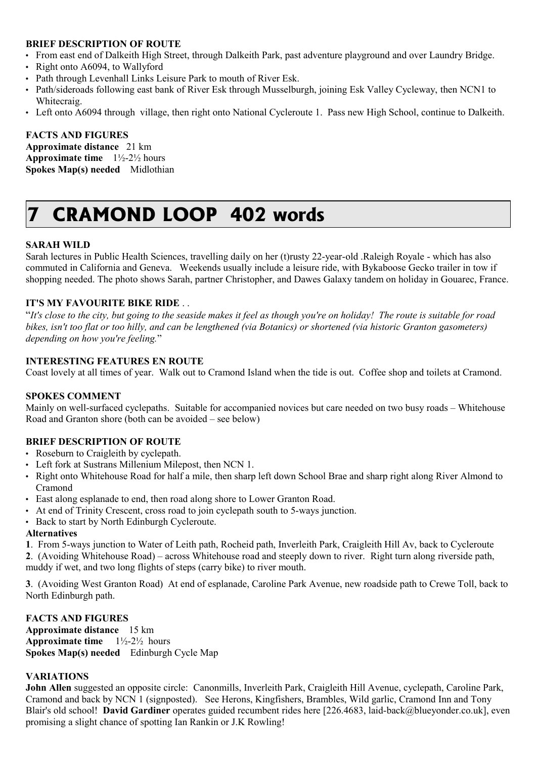**BRIEF DESCRIPTION OF ROUTE**

- From east end of Dalkeith High Street, through Dalkeith Park, past adventure playground and over Laundry Bridge.
- Right onto A6094, to Wallyford
- Path through Levenhall Links Leisure Park to mouth of River Esk.
- Path/sideroads following east bank of River Esk through Musselburgh, joining Esk Valley Cycleway, then NCN1 to Whitecraig.
- Left onto A6094 through village, then right onto National Cycleroute 1. Pass new High School, continue to Dalkeith.

**FACTS AND FIGURES**
**Approximate distance** 21 km
**Approximate time** 1½-2½ hours
**Spokes Map(s) needed** Midlothian

# 7 CRAMOND LOOP 402 words

**SARAH WILD**

Sarah lectures in Public Health Sciences, travelling daily on her (t)rusty 22-year-old .Raleigh Royale - which has also commuted in California and Geneva. Weekends usually include a leisure ride, with Bykaboose Gecko trailer in tow if shopping needed. The photo shows Sarah, partner Christopher, and Dawes Galaxy tandem on holiday in Gouarec, France.

**IT'S MY FAVOURITE BIKE RIDE** . .

"*It's close to the city, but going to the seaside makes it feel as though you're on holiday! The route is suitable for road bikes, isn't too flat or too hilly, and can be lengthened (via Botanics) or shortened (via historic Granton gasometers) depending on how you're feeling.*"

**INTERESTING FEATURES EN ROUTE**

Coast lovely at all times of year. Walk out to Cramond Island when the tide is out. Coffee shop and toilets at Cramond.

**SPOKES COMMENT**

Mainly on well-surfaced cyclepaths. Suitable for accompanied novices but care needed on two busy roads – Whitehouse Road and Granton shore (both can be avoided – see below)

**BRIEF DESCRIPTION OF ROUTE**

- Roseburn to Craigleith by cyclepath.
- Left fork at Sustrans Millenium Milepost, then NCN 1.
- Right onto Whitehouse Road for half a mile, then sharp left down School Brae and sharp right along River Almond to Cramond
- East along esplanade to end, then road along shore to Lower Granton Road.
- At end of Trinity Crescent, cross road to join cyclepath south to 5-ways junction.
- Back to start by North Edinburgh Cycleroute.

**Alternatives**

**1**. From 5-ways junction to Water of Leith path, Rocheid path, Inverleith Park, Craigleith Hill Av, back to Cycleroute
**2**. (Avoiding Whitehouse Road) – across Whitehouse road and steeply down to river. Right turn along riverside path, muddy if wet, and two long flights of steps (carry bike) to river mouth.

**3**. (Avoiding West Granton Road) At end of esplanade, Caroline Park Avenue, new roadside path to Crewe Toll, back to North Edinburgh path.

**FACTS AND FIGURES**
**Approximate distance** 15 km
**Approximate time** 1½-2½ hours
**Spokes Map(s) needed** Edinburgh Cycle Map

**VARIATIONS**

**John Allen** suggested an opposite circle: Canonmills, Inverleith Park, Craigleith Hill Avenue, cyclepath, Caroline Park, Cramond and back by NCN 1 (signposted). See Herons, Kingfishers, Brambles, Wild garlic, Cramond Inn and Tony Blair's old school! **David Gardiner** operates guided recumbent rides here [226.4683, laid-back@blueyonder.co.uk], even promising a slight chance of spotting Ian Rankin or J.K Rowling!